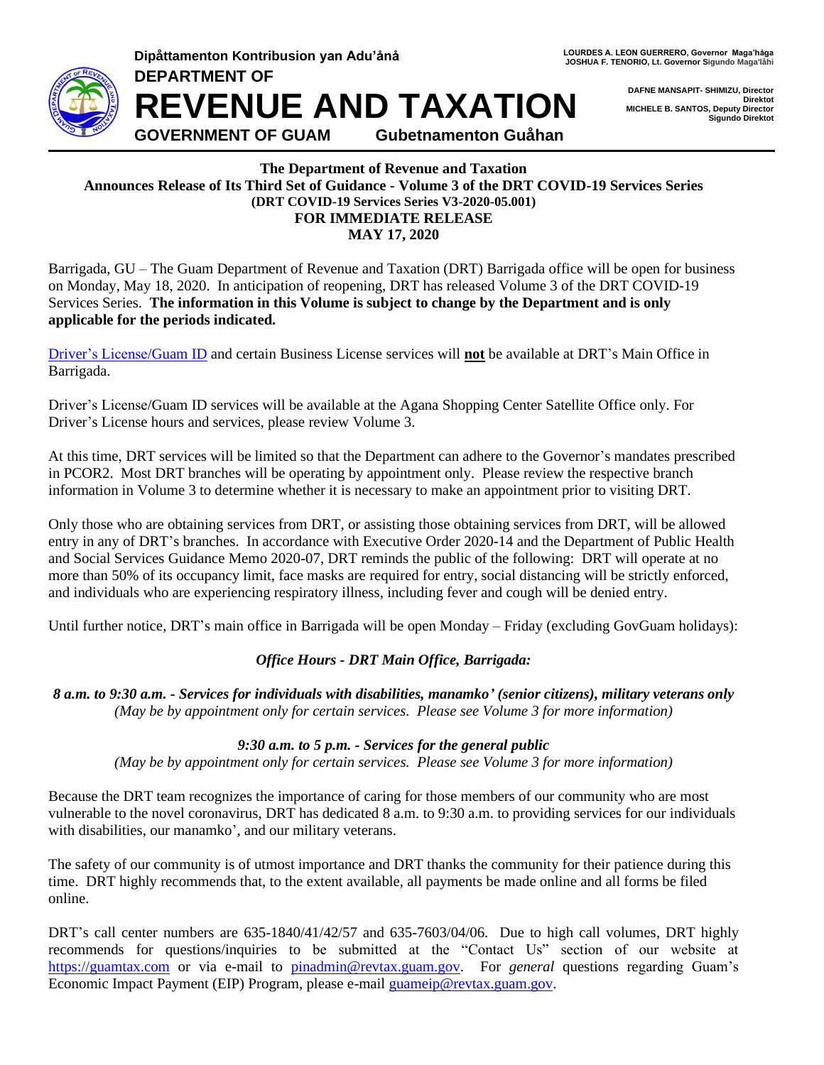**Dipåttamenton Kontribusion yan Adu'ånå**

**DEPARTMENT OF**

# REVENUE AND TAXATION

**GOVERNMENT OF GUAM** **Gubetnamenton Guåhan**

**LOURDES A. LEON GUERRERO, Governor Maga'håga**
**JOSHUA F. TENORIO, Lt. Governor Sigundo Maga'låhi**

**DAFNE MANSAPIT- SHIMIZU, Director**
**Direktot**
**MICHELE B. SANTOS, Deputy Director**
**Sigundo Direktot**

---

**The Department of Revenue and Taxation**
**Announces Release of Its Third Set of Guidance - Volume 3 of the DRT COVID-19 Services Series**
**(DRT COVID-19 Services Series V3-2020-05.001)**
**FOR IMMEDIATE RELEASE**
**MAY 17, 2020**

Barrigada, GU – The Guam Department of Revenue and Taxation (DRT) Barrigada office will be open for business on Monday, May 18, 2020. In anticipation of reopening, DRT has released Volume 3 of the DRT COVID-19 Services Series. **The information in this Volume is subject to change by the Department and is only applicable for the periods indicated.**

Driver's License/Guam ID and certain Business License services will **not** be available at DRT's Main Office in Barrigada.

Driver's License/Guam ID services will be available at the Agana Shopping Center Satellite Office only. For Driver's License hours and services, please review Volume 3.

At this time, DRT services will be limited so that the Department can adhere to the Governor's mandates prescribed in PCOR2. Most DRT branches will be operating by appointment only. Please review the respective branch information in Volume 3 to determine whether it is necessary to make an appointment prior to visiting DRT.

Only those who are obtaining services from DRT, or assisting those obtaining services from DRT, will be allowed entry in any of DRT's branches. In accordance with Executive Order 2020-14 and the Department of Public Health and Social Services Guidance Memo 2020-07, DRT reminds the public of the following: DRT will operate at no more than 50% of its occupancy limit, face masks are required for entry, social distancing will be strictly enforced, and individuals who are experiencing respiratory illness, including fever and cough will be denied entry.

Until further notice, DRT's main office in Barrigada will be open Monday – Friday (excluding GovGuam holidays):

***Office Hours - DRT Main Office, Barrigada:***

***8 a.m. to 9:30 a.m. - Services for individuals with disabilities, manamko' (senior citizens), military veterans only***
*(May be by appointment only for certain services. Please see Volume 3 for more information)*

***9:30 a.m. to 5 p.m. - Services for the general public***
*(May be by appointment only for certain services. Please see Volume 3 for more information)*

Because the DRT team recognizes the importance of caring for those members of our community who are most vulnerable to the novel coronavirus, DRT has dedicated 8 a.m. to 9:30 a.m. to providing services for our individuals with disabilities, our manamko', and our military veterans.

The safety of our community is of utmost importance and DRT thanks the community for their patience during this time. DRT highly recommends that, to the extent available, all payments be made online and all forms be filed online.

DRT's call center numbers are 635-1840/41/42/57 and 635-7603/04/06. Due to high call volumes, DRT highly recommends for questions/inquiries to be submitted at the "Contact Us" section of our website at https://guamtax.com or via e-mail to pinadmin@revtax.guam.gov. For *general* questions regarding Guam's Economic Impact Payment (EIP) Program, please e-mail guameip@revtax.guam.gov.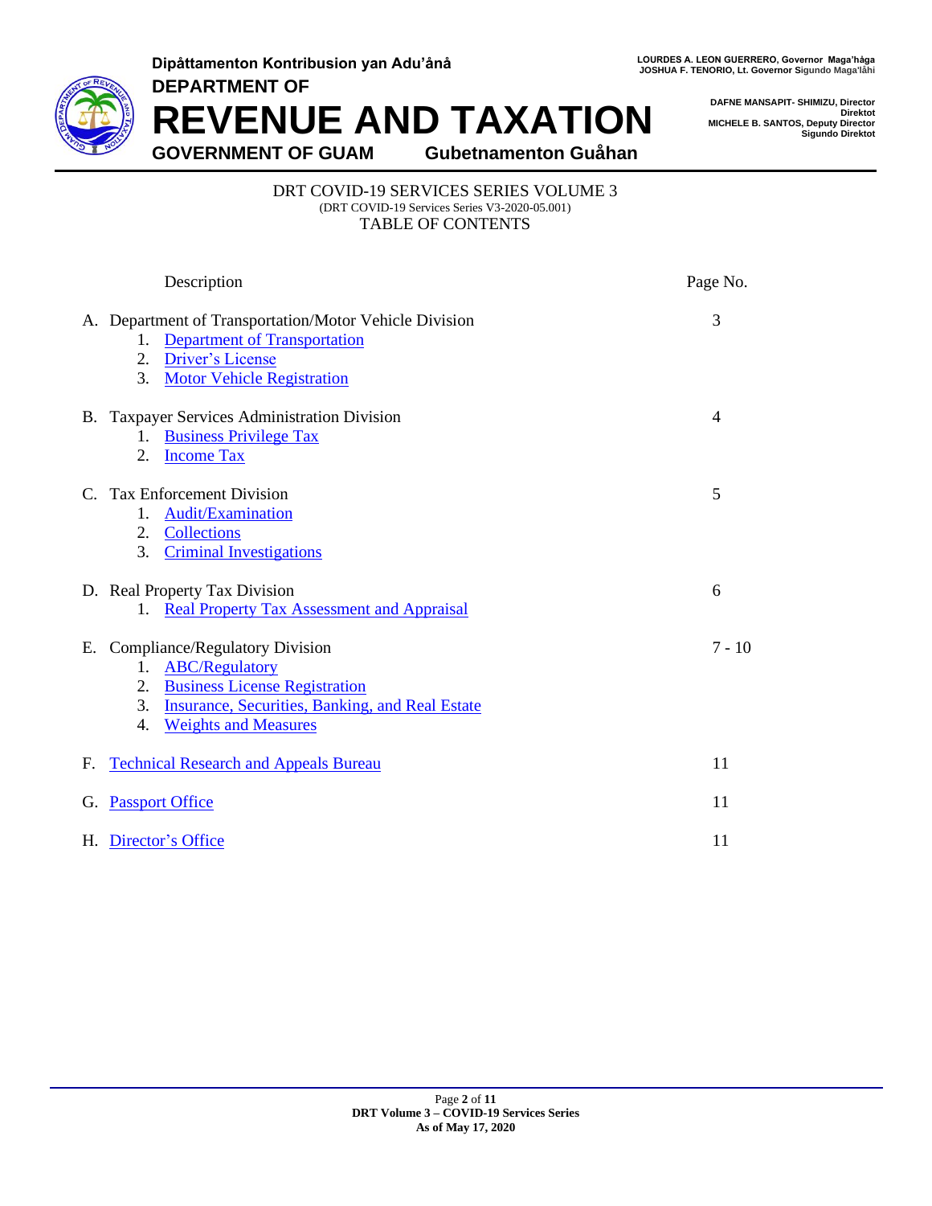Dipåttamenton Kontribusion yan Adu'ånå

DEPARTMENT OF

# REVENUE AND TAXATION

GOVERNMENT OF GUAM Gubetnamenton Guåhan

LOURDES A. LEON GUERRERO, Governor Maga'håga
JOSHUA F. TENORIO, Lt. Governor Sigundo Maga'låhi

DAFNE MANSAPIT- SHIMIZU, Director
Direktot
MICHELE B. SANTOS, Deputy Director
Sigundo Direktot

## DRT COVID-19 SERVICES SERIES VOLUME 3

(DRT COVID-19 Services Series V3-2020-05.001)

TABLE OF CONTENTS

| Description | Page No. |
| --- | --- |
| A. Department of Transportation/Motor Vehicle Division<br>1. Department of Transportation<br>2. Driver's License<br>3. Motor Vehicle Registration | 3 |
| B. Taxpayer Services Administration Division<br>1. Business Privilege Tax<br>2. Income Tax | 4 |
| C. Tax Enforcement Division<br>1. Audit/Examination<br>2. Collections<br>3. Criminal Investigations | 5 |
| D. Real Property Tax Division<br>1. Real Property Tax Assessment and Appraisal | 6 |
| E. Compliance/Regulatory Division<br>1. ABC/Regulatory<br>2. Business License Registration<br>3. Insurance, Securities, Banking, and Real Estate<br>4. Weights and Measures | 7 - 10 |
| F. Technical Research and Appeals Bureau | 11 |
| G. Passport Office | 11 |
| H. Director's Office | 11 |

DRT Volume 3 – COVID-19 Services Series
As of May 17, 2020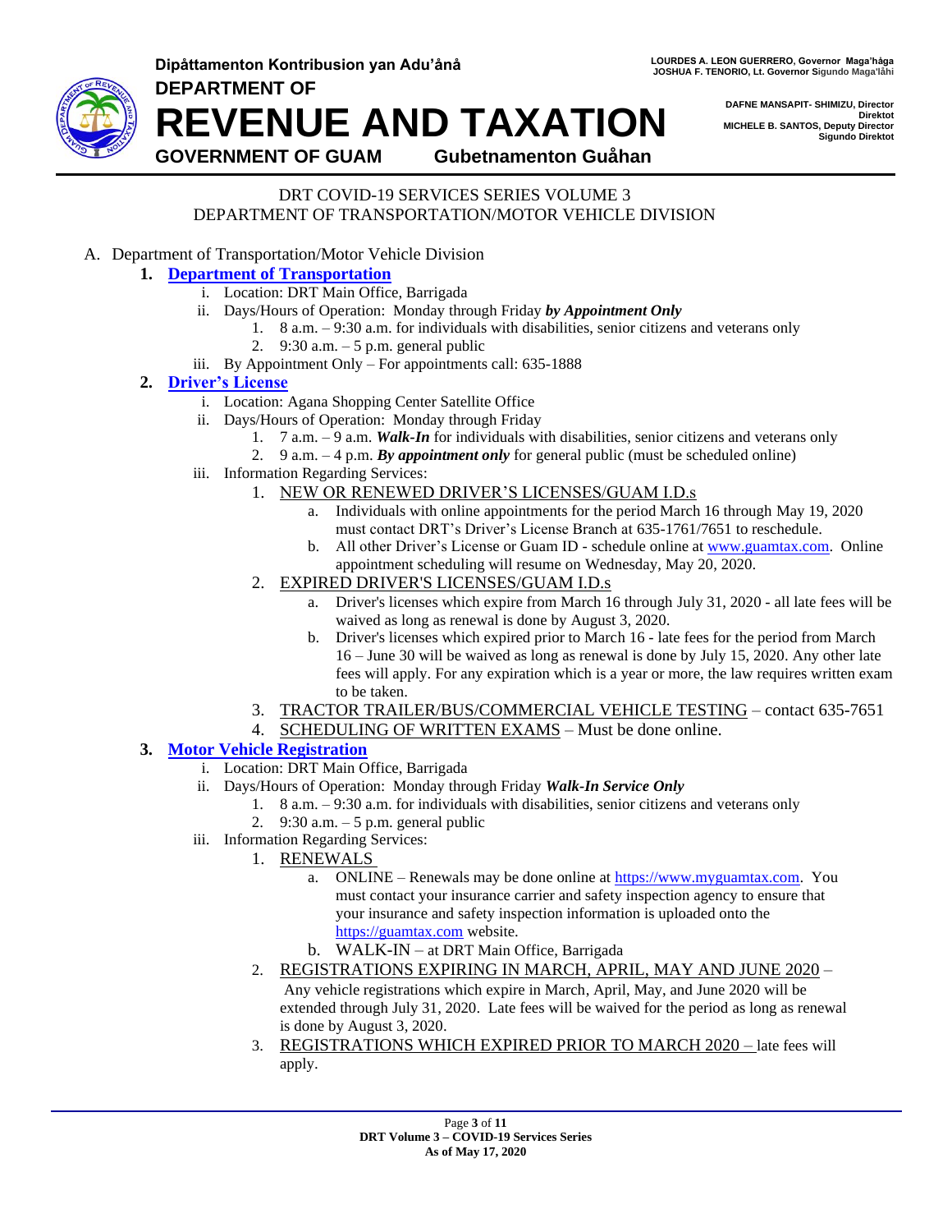Dipåttamenton Kontribusion yan Adu'åną

LOURDES A. LEON GUERRERO, Governor Maga'håga
JOSHUA F. TENORIO, Lt. Governor Sigundo Maga'låhi

# DEPARTMENT OF REVENUE AND TAXATION

GOVERNMENT OF GUAM Gubetnamenton Guåhan

DAFNE MANSAPIT- SHIMIZU, Director
Direktot
MICHELE B. SANTOS, Deputy Director
Sigundo Direktot

DRT COVID-19 SERVICES SERIES VOLUME 3
DEPARTMENT OF TRANSPORTATION/MOTOR VEHICLE DIVISION

A. Department of Transportation/Motor Vehicle Division

**1. Department of Transportation**

- i. Location: DRT Main Office, Barrigada
- ii. Days/Hours of Operation: Monday through Friday ***by Appointment Only***
  1. 8 a.m. – 9:30 a.m. for individuals with disabilities, senior citizens and veterans only
  2. 9:30 a.m. – 5 p.m. general public
- iii. By Appointment Only – For appointments call: 635-1888

**2. Driver's License**

- i. Location: Agana Shopping Center Satellite Office
- ii. Days/Hours of Operation: Monday through Friday
  1. 7 a.m. – 9 a.m. ***Walk-In*** for individuals with disabilities, senior citizens and veterans only
  2. 9 a.m. – 4 p.m. ***By appointment only*** for general public (must be scheduled online)
- iii. Information Regarding Services:
  1. NEW OR RENEWED DRIVER'S LICENSES/GUAM I.D.s
     - a. Individuals with online appointments for the period March 16 through May 19, 2020 must contact DRT's Driver's License Branch at 635-1761/7651 to reschedule.
     - b. All other Driver's License or Guam ID - schedule online at www.guamtax.com. Online appointment scheduling will resume on Wednesday, May 20, 2020.
  2. EXPIRED DRIVER'S LICENSES/GUAM I.D.s
     - a. Driver's licenses which expire from March 16 through July 31, 2020 - all late fees will be waived as long as renewal is done by August 3, 2020.
     - b. Driver's licenses which expired prior to March 16 - late fees for the period from March 16 – June 30 will be waived as long as renewal is done by July 15, 2020. Any other late fees will apply. For any expiration which is a year or more, the law requires written exam to be taken.
  3. TRACTOR TRAILER/BUS/COMMERCIAL VEHICLE TESTING – contact 635-7651
  4. SCHEDULING OF WRITTEN EXAMS – Must be done online.

**3. Motor Vehicle Registration**

- i. Location: DRT Main Office, Barrigada
- ii. Days/Hours of Operation: Monday through Friday ***Walk-In Service Only***
  1. 8 a.m. – 9:30 a.m. for individuals with disabilities, senior citizens and veterans only
  2. 9:30 a.m. – 5 p.m. general public
- iii. Information Regarding Services:
  1. RENEWALS
     - a. ONLINE – Renewals may be done online at https://www.myguamtax.com. You must contact your insurance carrier and safety inspection agency to ensure that your insurance and safety inspection information is uploaded onto the https://guamtax.com website.
     - b. WALK-IN – at DRT Main Office, Barrigada
  2. REGISTRATIONS EXPIRING IN MARCH, APRIL, MAY AND JUNE 2020 – Any vehicle registrations which expire in March, April, May, and June 2020 will be extended through July 31, 2020. Late fees will be waived for the period as long as renewal is done by August 3, 2020.
  3. REGISTRATIONS WHICH EXPIRED PRIOR TO MARCH 2020 – late fees will apply.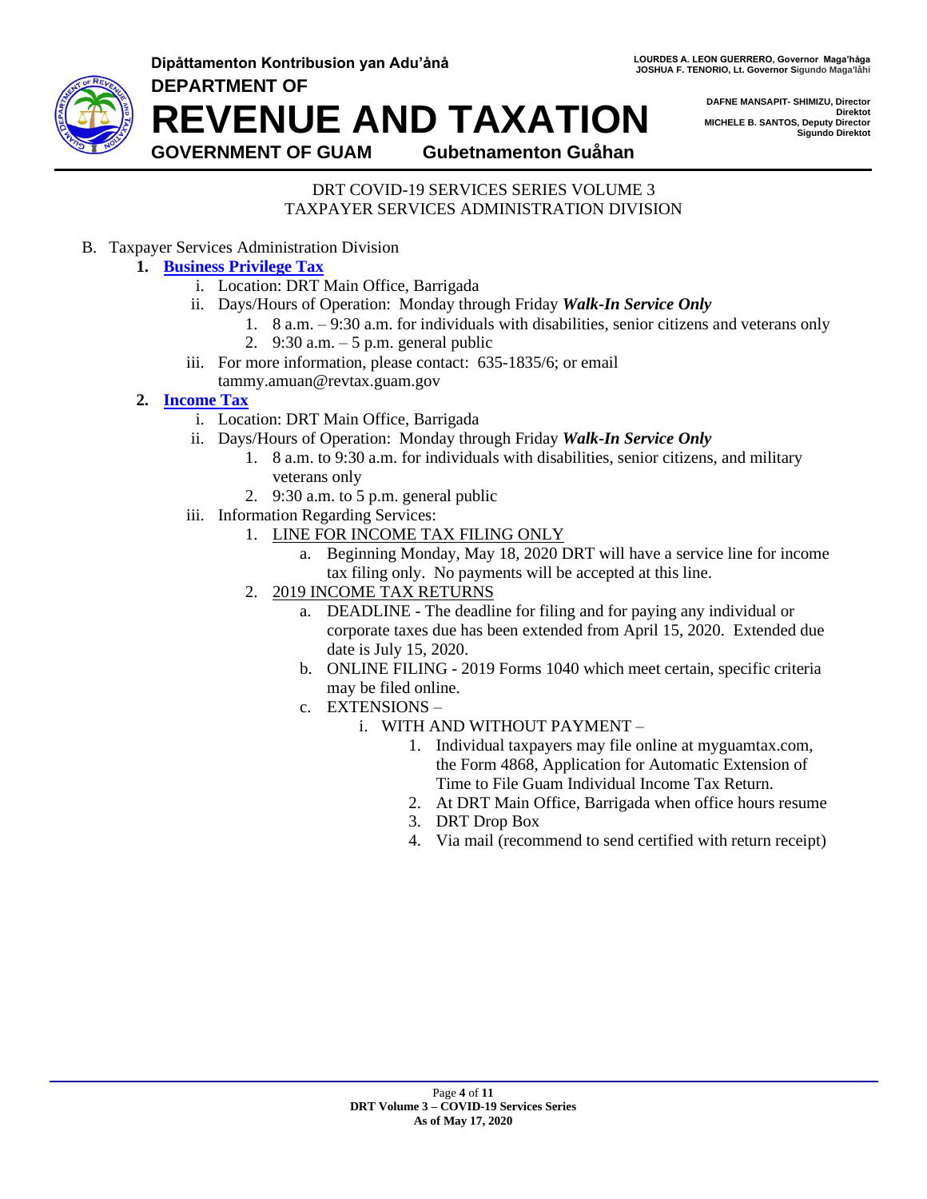DRT COVID-19 SERVICES SERIES VOLUME 3
TAXPAYER SERVICES ADMINISTRATION DIVISION

B. Taxpayer Services Administration Division

1. **Business Privilege Tax**
    i. Location: DRT Main Office, Barrigada
    ii. Days/Hours of Operation: Monday through Friday ***Walk-In Service Only***
        1. 8 a.m. – 9:30 a.m. for individuals with disabilities, senior citizens and veterans only
        2. 9:30 a.m. – 5 p.m. general public
    iii. For more information, please contact: 635-1835/6; or email tammy.amuan@revtax.guam.gov

2. **Income Tax**
    i. Location: DRT Main Office, Barrigada
    ii. Days/Hours of Operation: Monday through Friday ***Walk-In Service Only***
        1. 8 a.m. to 9:30 a.m. for individuals with disabilities, senior citizens, and military veterans only
        2. 9:30 a.m. to 5 p.m. general public
    iii. Information Regarding Services:
        1. LINE FOR INCOME TAX FILING ONLY
            a. Beginning Monday, May 18, 2020 DRT will have a service line for income tax filing only. No payments will be accepted at this line.
        2. 2019 INCOME TAX RETURNS
            a. DEADLINE - The deadline for filing and for paying any individual or corporate taxes due has been extended from April 15, 2020. Extended due date is July 15, 2020.
            b. ONLINE FILING - 2019 Forms 1040 which meet certain, specific criteria may be filed online.
            c. EXTENSIONS –
                i. WITH AND WITHOUT PAYMENT –
                    1. Individual taxpayers may file online at myguamtax.com, the Form 4868, Application for Automatic Extension of Time to File Guam Individual Income Tax Return.
                    2. At DRT Main Office, Barrigada when office hours resume
                    3. DRT Drop Box
                    4. Via mail (recommend to send certified with return receipt)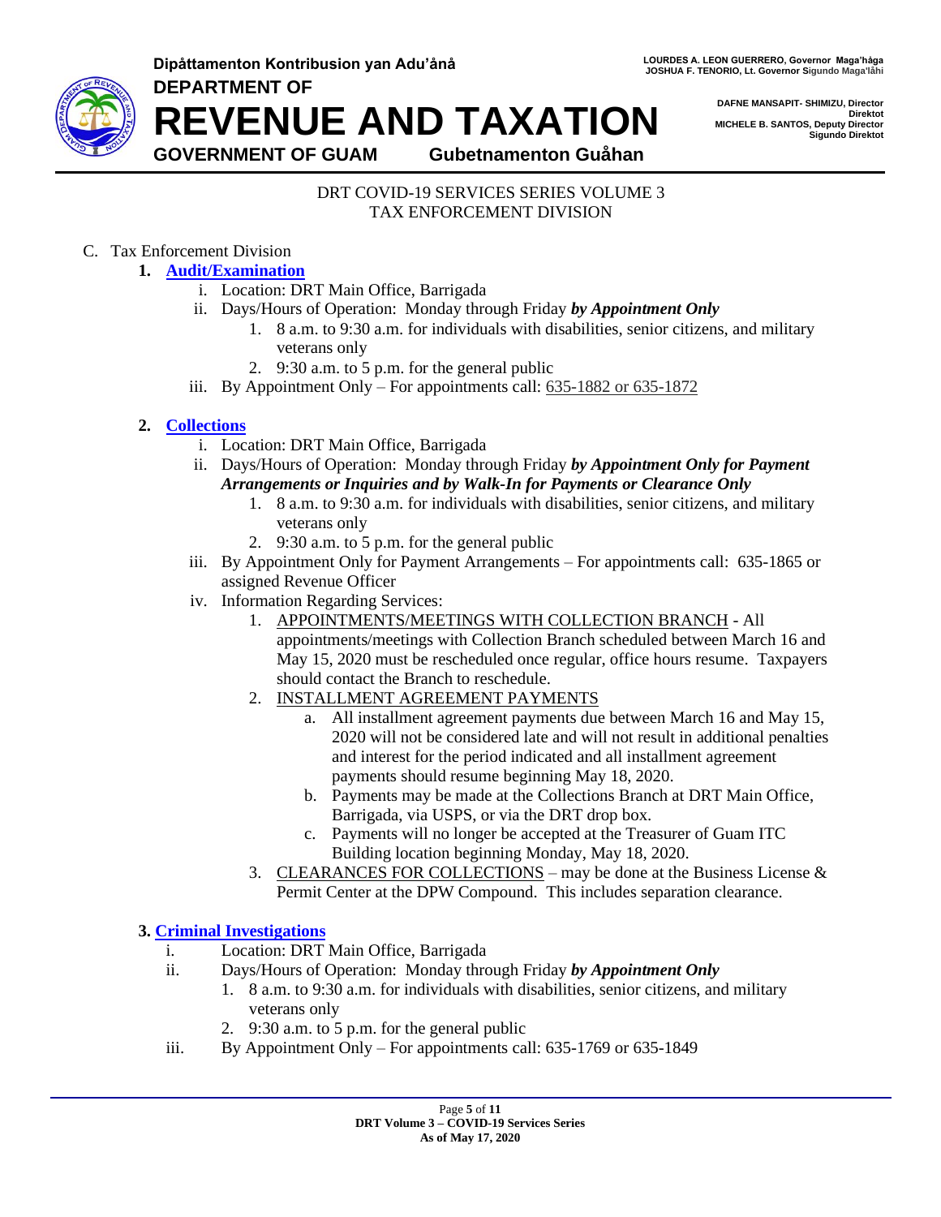Dipåttamenton Kontribusion yan Adu'ånå

DEPARTMENT OF

# REVENUE AND TAXATION

GOVERNMENT OF GUAM Gubetnamenton Guåhan

LOURDES A. LEON GUERRERO, Governor Maga'håga
JOSHUA F. TENORIO, Lt. Governor Sigundo Maga'låhi

DAFNE MANSAPIT- SHIMIZU, Director
Direktot
MICHELE B. SANTOS, Deputy Director
Sigundo Direktot

DRT COVID-19 SERVICES SERIES VOLUME 3
TAX ENFORCEMENT DIVISION

C. Tax Enforcement Division

**1. Audit/Examination**

i. Location: DRT Main Office, Barrigada

ii. Days/Hours of Operation: Monday through Friday ***by Appointment Only***

1. 8 a.m. to 9:30 a.m. for individuals with disabilities, senior citizens, and military veterans only
2. 9:30 a.m. to 5 p.m. for the general public

iii. By Appointment Only – For appointments call: 635-1882 or 635-1872

**2. Collections**

i. Location: DRT Main Office, Barrigada

ii. Days/Hours of Operation: Monday through Friday ***by Appointment Only for Payment Arrangements or Inquiries and by Walk-In for Payments or Clearance Only***

1. 8 a.m. to 9:30 a.m. for individuals with disabilities, senior citizens, and military veterans only
2. 9:30 a.m. to 5 p.m. for the general public

iii. By Appointment Only for Payment Arrangements – For appointments call: 635-1865 or assigned Revenue Officer

iv. Information Regarding Services:

1. APPOINTMENTS/MEETINGS WITH COLLECTION BRANCH - All appointments/meetings with Collection Branch scheduled between March 16 and May 15, 2020 must be rescheduled once regular, office hours resume. Taxpayers should contact the Branch to reschedule.
2. INSTALLMENT AGREEMENT PAYMENTS
   a. All installment agreement payments due between March 16 and May 15, 2020 will not be considered late and will not result in additional penalties and interest for the period indicated and all installment agreement payments should resume beginning May 18, 2020.
   b. Payments may be made at the Collections Branch at DRT Main Office, Barrigada, via USPS, or via the DRT drop box.
   c. Payments will no longer be accepted at the Treasurer of Guam ITC Building location beginning Monday, May 18, 2020.
3. CLEARANCES FOR COLLECTIONS – may be done at the Business License & Permit Center at the DPW Compound. This includes separation clearance.

**3. Criminal Investigations**

i. Location: DRT Main Office, Barrigada

ii. Days/Hours of Operation: Monday through Friday ***by Appointment Only***

1. 8 a.m. to 9:30 a.m. for individuals with disabilities, senior citizens, and military veterans only
2. 9:30 a.m. to 5 p.m. for the general public

iii. By Appointment Only – For appointments call: 635-1769 or 635-1849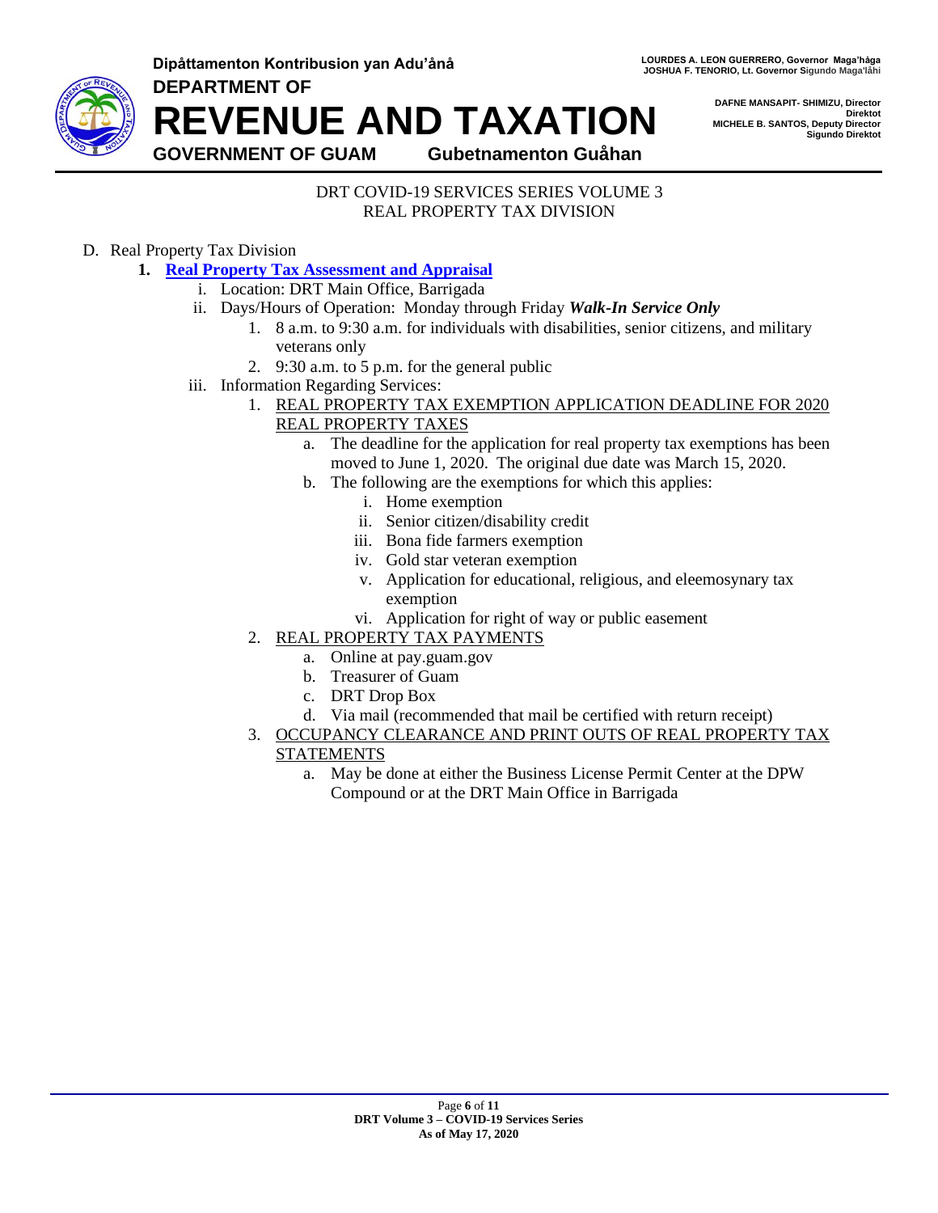DRT COVID-19 SERVICES SERIES VOLUME 3
REAL PROPERTY TAX DIVISION

D. Real Property Tax Division

1. **Real Property Tax Assessment and Appraisal**
   i. Location: DRT Main Office, Barrigada
   ii. Days/Hours of Operation: Monday through Friday ***Walk-In Service Only***
      1. 8 a.m. to 9:30 a.m. for individuals with disabilities, senior citizens, and military veterans only
      2. 9:30 a.m. to 5 p.m. for the general public
   iii. Information Regarding Services:
      1. REAL PROPERTY TAX EXEMPTION APPLICATION DEADLINE FOR 2020 REAL PROPERTY TAXES
         a. The deadline for the application for real property tax exemptions has been moved to June 1, 2020. The original due date was March 15, 2020.
         b. The following are the exemptions for which this applies:
            i. Home exemption
            ii. Senior citizen/disability credit
            iii. Bona fide farmers exemption
            iv. Gold star veteran exemption
            v. Application for educational, religious, and eleemosynary tax exemption
            vi. Application for right of way or public easement
      2. REAL PROPERTY TAX PAYMENTS
         a. Online at pay.guam.gov
         b. Treasurer of Guam
         c. DRT Drop Box
         d. Via mail (recommended that mail be certified with return receipt)
      3. OCCUPANCY CLEARANCE AND PRINT OUTS OF REAL PROPERTY TAX STATEMENTS
         a. May be done at either the Business License Permit Center at the DPW Compound or at the DRT Main Office in Barrigada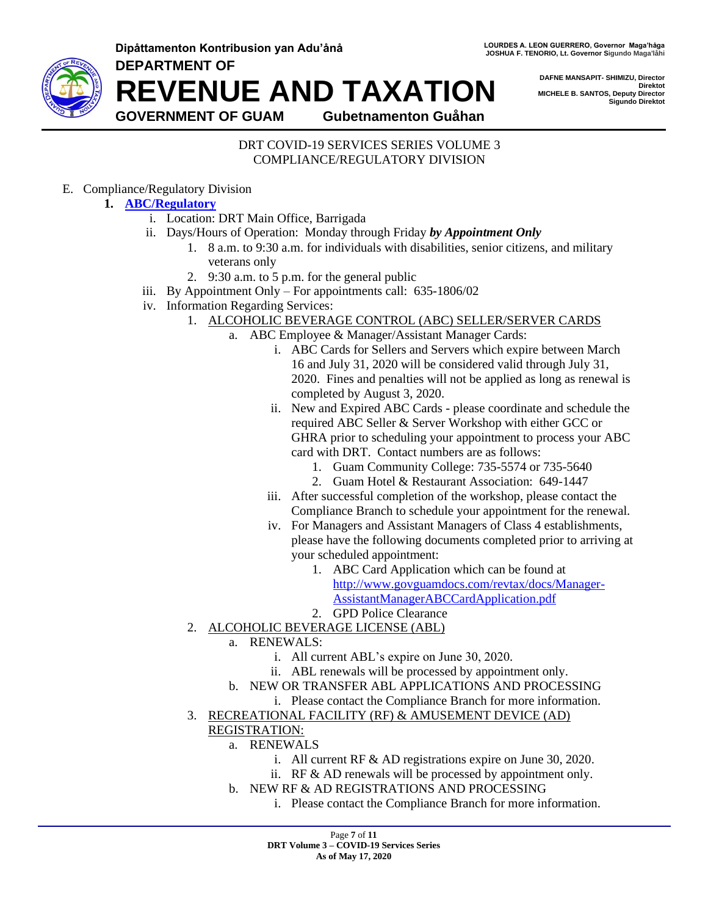Dipåttamenton Kontribusion yan Adu'ånå

DEPARTMENT OF

# REVENUE AND TAXATION

GOVERNMENT OF GUAM — Gubetnamenton Guåhan

LOURDES A. LEON GUERRERO, Governor Maga'håga
JOSHUA F. TENORIO, Lt. Governor Sigundo Maga'låhi

DAFNE MANSAPIT- SHIMIZU, Director
Direktot
MICHELE B. SANTOS, Deputy Director
Sigundo Direktot

DRT COVID-19 SERVICES SERIES VOLUME 3
COMPLIANCE/REGULATORY DIVISION

E. Compliance/Regulatory Division

**1. ABC/Regulatory**

- i. Location: DRT Main Office, Barrigada
- ii. Days/Hours of Operation: Monday through Friday ***by Appointment Only***
    1. 8 a.m. to 9:30 a.m. for individuals with disabilities, senior citizens, and military veterans only
    2. 9:30 a.m. to 5 p.m. for the general public
- iii. By Appointment Only – For appointments call: 635-1806/02
- iv. Information Regarding Services:
    1. ALCOHOLIC BEVERAGE CONTROL (ABC) SELLER/SERVER CARDS
        - a. ABC Employee & Manager/Assistant Manager Cards:
            - i. ABC Cards for Sellers and Servers which expire between March 16 and July 31, 2020 will be considered valid through July 31, 2020. Fines and penalties will not be applied as long as renewal is completed by August 3, 2020.
            - ii. New and Expired ABC Cards - please coordinate and schedule the required ABC Seller & Server Workshop with either GCC or GHRA prior to scheduling your appointment to process your ABC card with DRT. Contact numbers are as follows:
                1. Guam Community College: 735-5574 or 735-5640
                2. Guam Hotel & Restaurant Association: 649-1447
            - iii. After successful completion of the workshop, please contact the Compliance Branch to schedule your appointment for the renewal.
            - iv. For Managers and Assistant Managers of Class 4 establishments, please have the following documents completed prior to arriving at your scheduled appointment:
                1. ABC Card Application which can be found at http://www.govguamdocs.com/revtax/docs/Manager-AssistantManagerABCCardApplication.pdf
                2. GPD Police Clearance
    2. ALCOHOLIC BEVERAGE LICENSE (ABL)
        - a. RENEWALS:
            - i. All current ABL's expire on June 30, 2020.
            - ii. ABL renewals will be processed by appointment only.
        - b. NEW OR TRANSFER ABL APPLICATIONS AND PROCESSING
            - i. Please contact the Compliance Branch for more information.
    3. RECREATIONAL FACILITY (RF) & AMUSEMENT DEVICE (AD) REGISTRATION:
        - a. RENEWALS
            - i. All current RF & AD registrations expire on June 30, 2020.
            - ii. RF & AD renewals will be processed by appointment only.
        - b. NEW RF & AD REGISTRATIONS AND PROCESSING
            - i. Please contact the Compliance Branch for more information.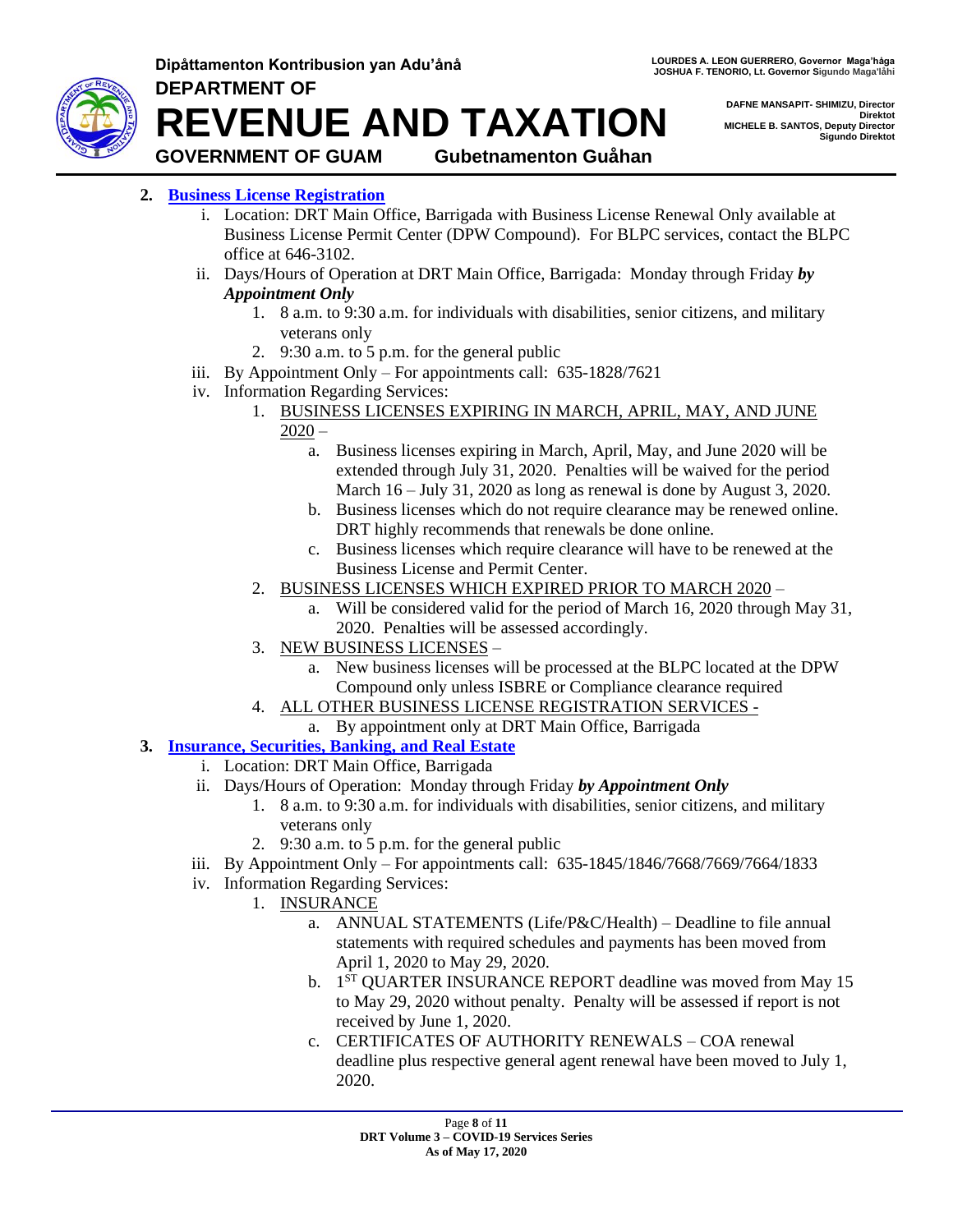2. **[Business License Registration]()**
   i. Location: DRT Main Office, Barrigada with Business License Renewal Only available at Business License Permit Center (DPW Compound). For BLPC services, contact the BLPC office at 646-3102.
   ii. Days/Hours of Operation at DRT Main Office, Barrigada: Monday through Friday ***by Appointment Only***
      1. 8 a.m. to 9:30 a.m. for individuals with disabilities, senior citizens, and military veterans only
      2. 9:30 a.m. to 5 p.m. for the general public
   iii. By Appointment Only – For appointments call: 635-1828/7621
   iv. Information Regarding Services:
      1. <u>BUSINESS LICENSES EXPIRING IN MARCH, APRIL, MAY, AND JUNE 2020</u> –
         a. Business licenses expiring in March, April, May, and June 2020 will be extended through July 31, 2020. Penalties will be waived for the period March 16 – July 31, 2020 as long as renewal is done by August 3, 2020.
         b. Business licenses which do not require clearance may be renewed online. DRT highly recommends that renewals be done online.
         c. Business licenses which require clearance will have to be renewed at the Business License and Permit Center.
      2. <u>BUSINESS LICENSES WHICH EXPIRED PRIOR TO MARCH 2020</u> –
         a. Will be considered valid for the period of March 16, 2020 through May 31, 2020. Penalties will be assessed accordingly.
      3. <u>NEW BUSINESS LICENSES</u> –
         a. New business licenses will be processed at the BLPC located at the DPW Compound only unless ISBRE or Compliance clearance required
      4. <u>ALL OTHER BUSINESS LICENSE REGISTRATION SERVICES</u> -
         a. By appointment only at DRT Main Office, Barrigada
3. **[Insurance, Securities, Banking, and Real Estate]()**
   i. Location: DRT Main Office, Barrigada
   ii. Days/Hours of Operation: Monday through Friday ***by Appointment Only***
      1. 8 a.m. to 9:30 a.m. for individuals with disabilities, senior citizens, and military veterans only
      2. 9:30 a.m. to 5 p.m. for the general public
   iii. By Appointment Only – For appointments call: 635-1845/1846/7668/7669/7664/1833
   iv. Information Regarding Services:
      1. <u>INSURANCE</u>
         a. ANNUAL STATEMENTS (Life/P&C/Health) – Deadline to file annual statements with required schedules and payments has been moved from April 1, 2020 to May 29, 2020.
         b. 1ST QUARTER INSURANCE REPORT deadline was moved from May 15 to May 29, 2020 without penalty. Penalty will be assessed if report is not received by June 1, 2020.
         c. CERTIFICATES OF AUTHORITY RENEWALS – COA renewal deadline plus respective general agent renewal have been moved to July 1, 2020.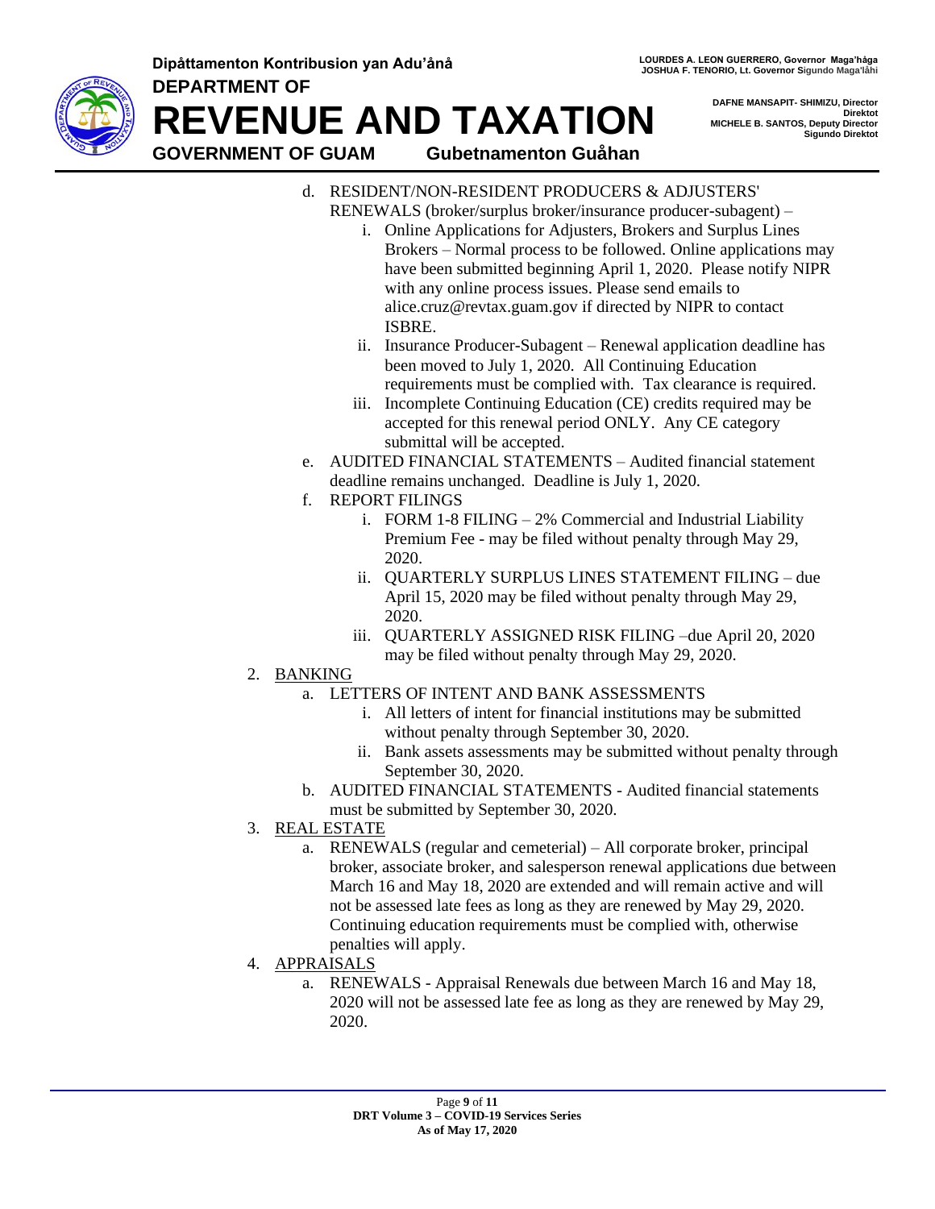d. RESIDENT/NON-RESIDENT PRODUCERS & ADJUSTERS' RENEWALS (broker/surplus broker/insurance producer-subagent) –
   i. Online Applications for Adjusters, Brokers and Surplus Lines Brokers – Normal process to be followed. Online applications may have been submitted beginning April 1, 2020. Please notify NIPR with any online process issues. Please send emails to alice.cruz@revtax.guam.gov if directed by NIPR to contact ISBRE.
   ii. Insurance Producer-Subagent – Renewal application deadline has been moved to July 1, 2020. All Continuing Education requirements must be complied with. Tax clearance is required.
   iii. Incomplete Continuing Education (CE) credits required may be accepted for this renewal period ONLY. Any CE category submittal will be accepted.

e. AUDITED FINANCIAL STATEMENTS – Audited financial statement deadline remains unchanged. Deadline is July 1, 2020.

f. REPORT FILINGS
   i. FORM 1-8 FILING – 2% Commercial and Industrial Liability Premium Fee - may be filed without penalty through May 29, 2020.
   ii. QUARTERLY SURPLUS LINES STATEMENT FILING – due April 15, 2020 may be filed without penalty through May 29, 2020.
   iii. QUARTERLY ASSIGNED RISK FILING –due April 20, 2020 may be filed without penalty through May 29, 2020.

2. <u>BANKING</u>
   a. LETTERS OF INTENT AND BANK ASSESSMENTS
      i. All letters of intent for financial institutions may be submitted without penalty through September 30, 2020.
      ii. Bank assets assessments may be submitted without penalty through September 30, 2020.
   b. AUDITED FINANCIAL STATEMENTS - Audited financial statements must be submitted by September 30, 2020.

3. <u>REAL ESTATE</u>
   a. RENEWALS (regular and cemeterial) – All corporate broker, principal broker, associate broker, and salesperson renewal applications due between March 16 and May 18, 2020 are extended and will remain active and will not be assessed late fees as long as they are renewed by May 29, 2020. Continuing education requirements must be complied with, otherwise penalties will apply.

4. <u>APPRAISALS</u>
   a. RENEWALS - Appraisal Renewals due between March 16 and May 18, 2020 will not be assessed late fee as long as they are renewed by May 29, 2020.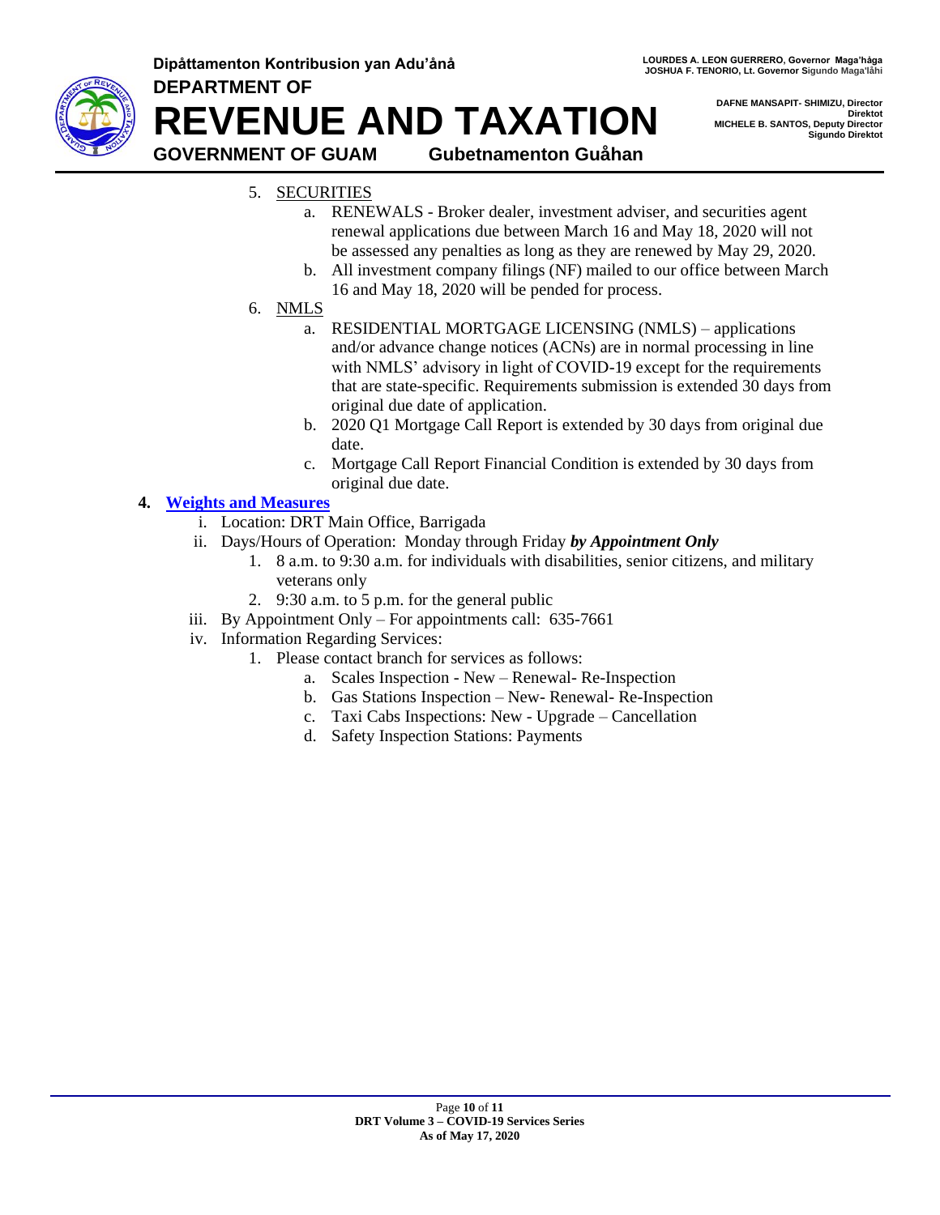5. SECURITIES
    a. RENEWALS - Broker dealer, investment adviser, and securities agent renewal applications due between March 16 and May 18, 2020 will not be assessed any penalties as long as they are renewed by May 29, 2020.
    b. All investment company filings (NF) mailed to our office between March 16 and May 18, 2020 will be pended for process.
6. NMLS
    a. RESIDENTIAL MORTGAGE LICENSING (NMLS) – applications and/or advance change notices (ACNs) are in normal processing in line with NMLS' advisory in light of COVID-19 except for the requirements that are state-specific. Requirements submission is extended 30 days from original due date of application.
    b. 2020 Q1 Mortgage Call Report is extended by 30 days from original due date.
    c. Mortgage Call Report Financial Condition is extended by 30 days from original due date.

**4. Weights and Measures**

i. Location: DRT Main Office, Barrigada

ii. Days/Hours of Operation: Monday through Friday ***by Appointment Only***
    1. 8 a.m. to 9:30 a.m. for individuals with disabilities, senior citizens, and military veterans only
    2. 9:30 a.m. to 5 p.m. for the general public

iii. By Appointment Only – For appointments call: 635-7661

iv. Information Regarding Services:
    1. Please contact branch for services as follows:
        a. Scales Inspection - New – Renewal- Re-Inspection
        b. Gas Stations Inspection – New- Renewal- Re-Inspection
        c. Taxi Cabs Inspections: New - Upgrade – Cancellation
        d. Safety Inspection Stations: Payments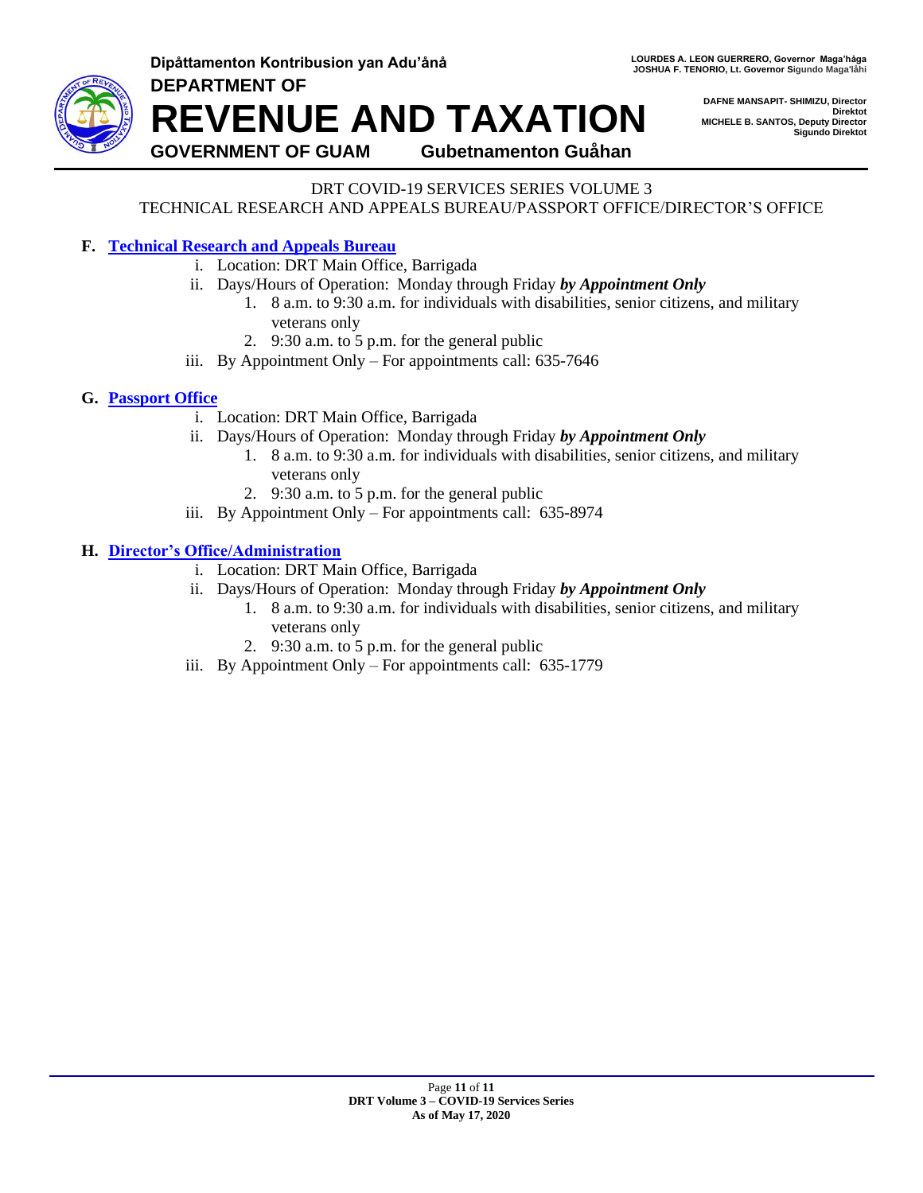Dipåttamenton Kontribusion yan Adu'ånå

**DEPARTMENT OF**

# REVENUE AND TAXATION

**GOVERNMENT OF GUAM** **Gubetnamenton Guåhan**

**LOURDES A. LEON GUERRERO, Governor Maga'håga**
**JOSHUA F. TENORIO, Lt. Governor Sigundo Maga'låhi**

**DAFNE MANSAPIT- SHIMIZU, Director**
**Direktot**
**MICHELE B. SANTOS, Deputy Director**
**Sigundo Direktot**

DRT COVID-19 SERVICES SERIES VOLUME 3
TECHNICAL RESEARCH AND APPEALS BUREAU/PASSPORT OFFICE/DIRECTOR'S OFFICE

**F. Technical Research and Appeals Bureau**

i. Location: DRT Main Office, Barrigada
ii. Days/Hours of Operation: Monday through Friday ***by Appointment Only***
   1. 8 a.m. to 9:30 a.m. for individuals with disabilities, senior citizens, and military veterans only
   2. 9:30 a.m. to 5 p.m. for the general public
iii. By Appointment Only – For appointments call: 635-7646

**G. Passport Office**

i. Location: DRT Main Office, Barrigada
ii. Days/Hours of Operation: Monday through Friday ***by Appointment Only***
   1. 8 a.m. to 9:30 a.m. for individuals with disabilities, senior citizens, and military veterans only
   2. 9:30 a.m. to 5 p.m. for the general public
iii. By Appointment Only – For appointments call: 635-8974

**H. Director's Office/Administration**

i. Location: DRT Main Office, Barrigada
ii. Days/Hours of Operation: Monday through Friday ***by Appointment Only***
   1. 8 a.m. to 9:30 a.m. for individuals with disabilities, senior citizens, and military veterans only
   2. 9:30 a.m. to 5 p.m. for the general public
iii. By Appointment Only – For appointments call: 635-1779